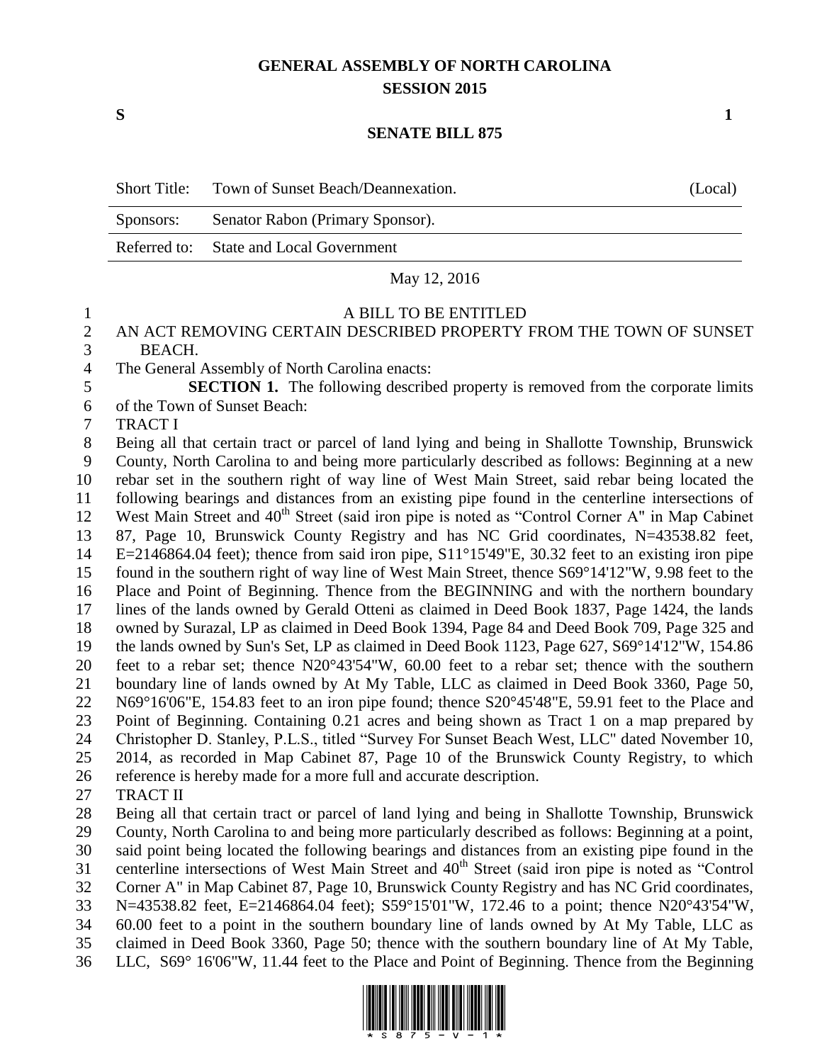# GENERAL ASSEMBLY OF NORTH CAROLINA
## SESSION 2015

**S** **1**

## SENATE BILL 875

| | | |
|---|---|---|
| Short Title: | Town of Sunset Beach/Deannexation. | (Local) |
| Sponsors: | Senator Rabon (Primary Sponsor). | |
| Referred to: | State and Local Government | |

May 12, 2016

A BILL TO BE ENTITLED

AN ACT REMOVING CERTAIN DESCRIBED PROPERTY FROM THE TOWN OF SUNSET BEACH.

The General Assembly of North Carolina enacts:

**SECTION 1.** The following described property is removed from the corporate limits of the Town of Sunset Beach:

TRACT I

Being all that certain tract or parcel of land lying and being in Shallotte Township, Brunswick County, North Carolina to and being more particularly described as follows: Beginning at a new rebar set in the southern right of way line of West Main Street, said rebar being located the following bearings and distances from an existing pipe found in the centerline intersections of West Main Street and 40th Street (said iron pipe is noted as "Control Corner A" in Map Cabinet 87, Page 10, Brunswick County Registry and has NC Grid coordinates, N=43538.82 feet, E=2146864.04 feet); thence from said iron pipe, S11°15'49"E, 30.32 feet to an existing iron pipe found in the southern right of way line of West Main Street, thence S69°14'12"W, 9.98 feet to the Place and Point of Beginning. Thence from the BEGINNING and with the northern boundary lines of the lands owned by Gerald Otteni as claimed in Deed Book 1837, Page 1424, the lands owned by Surazal, LP as claimed in Deed Book 1394, Page 84 and Deed Book 709, Page 325 and the lands owned by Sun's Set, LP as claimed in Deed Book 1123, Page 627, S69°14'12"W, 154.86 feet to a rebar set; thence N20°43'54"W, 60.00 feet to a rebar set; thence with the southern boundary line of lands owned by At My Table, LLC as claimed in Deed Book 3360, Page 50, N69°16'06"E, 154.83 feet to an iron pipe found; thence S20°45'48"E, 59.91 feet to the Place and Point of Beginning. Containing 0.21 acres and being shown as Tract 1 on a map prepared by Christopher D. Stanley, P.L.S., titled "Survey For Sunset Beach West, LLC" dated November 10, 2014, as recorded in Map Cabinet 87, Page 10 of the Brunswick County Registry, to which reference is hereby made for a more full and accurate description.

TRACT II

Being all that certain tract or parcel of land lying and being in Shallotte Township, Brunswick County, North Carolina to and being more particularly described as follows: Beginning at a point, said point being located the following bearings and distances from an existing pipe found in the centerline intersections of West Main Street and 40th Street (said iron pipe is noted as "Control Corner A" in Map Cabinet 87, Page 10, Brunswick County Registry and has NC Grid coordinates, N=43538.82 feet, E=2146864.04 feet); S59°15'01"W, 172.46 to a point; thence N20°43'54"W, 60.00 feet to a point in the southern boundary line of lands owned by At My Table, LLC as claimed in Deed Book 3360, Page 50; thence with the southern boundary line of At My Table, LLC, S69° 16'06"W, 11.44 feet to the Place and Point of Beginning. Thence from the Beginning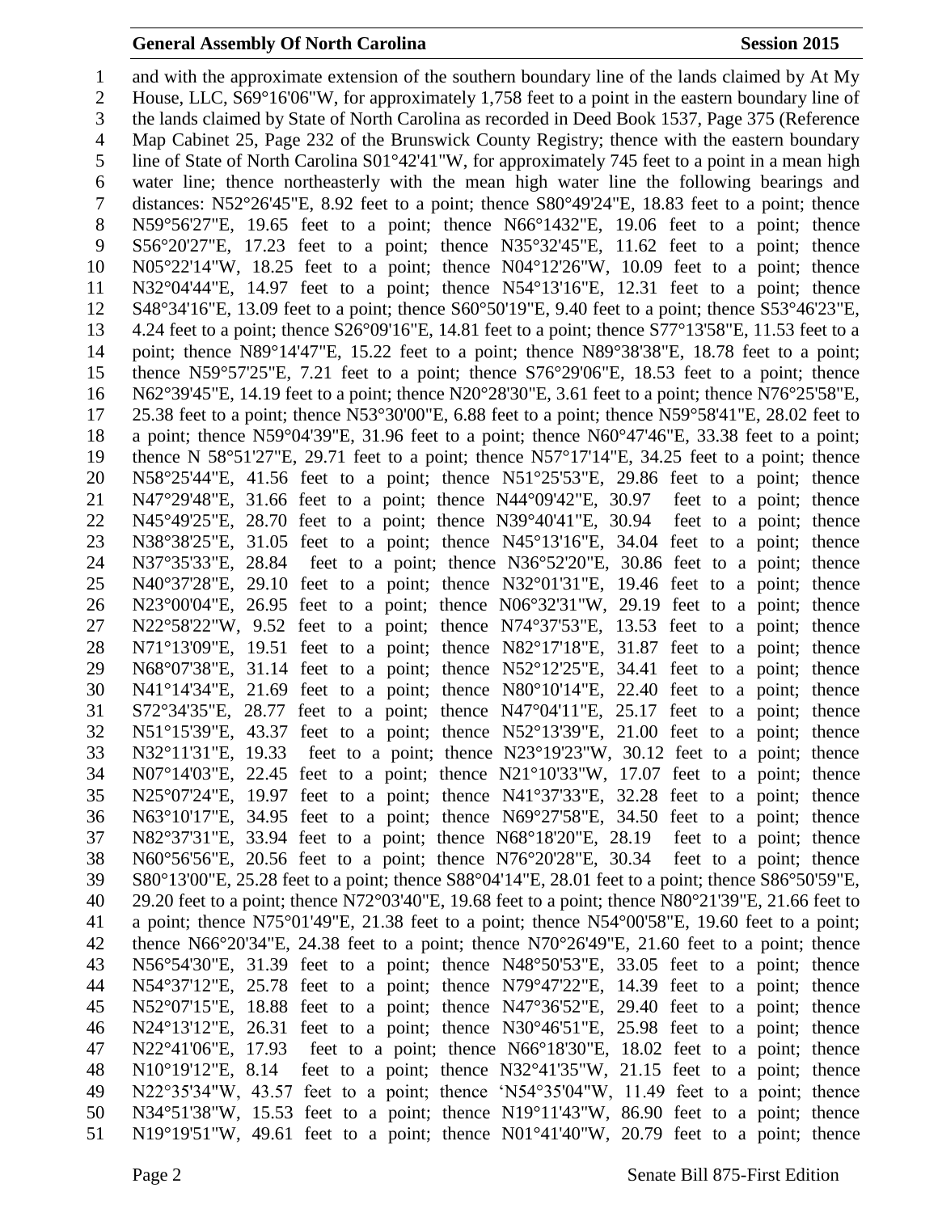and with the approximate extension of the southern boundary line of the lands claimed by At My House, LLC, S69°16'06"W, for approximately 1,758 feet to a point in the eastern boundary line of the lands claimed by State of North Carolina as recorded in Deed Book 1537, Page 375 (Reference Map Cabinet 25, Page 232 of the Brunswick County Registry; thence with the eastern boundary line of State of North Carolina S01°42'41"W, for approximately 745 feet to a point in a mean high water line; thence northeasterly with the mean high water line the following bearings and distances: N52°26'45"E, 8.92 feet to a point; thence S80°49'24"E, 18.83 feet to a point; thence N59°56'27"E, 19.65 feet to a point; thence N66°1432"E, 19.06 feet to a point; thence S56°20'27"E, 17.23 feet to a point; thence N35°32'45"E, 11.62 feet to a point; thence N05°22'14"W, 18.25 feet to a point; thence N04°12'26"W, 10.09 feet to a point; thence N32°04'44"E, 14.97 feet to a point; thence N54°13'16"E, 12.31 feet to a point; thence S48°34'16"E, 13.09 feet to a point; thence S60°50'19"E, 9.40 feet to a point; thence S53°46'23"E, 4.24 feet to a point; thence S26°09'16"E, 14.81 feet to a point; thence S77°13'58"E, 11.53 feet to a point; thence N89°14'47"E, 15.22 feet to a point; thence N89°38'38"E, 18.78 feet to a point; thence N59°57'25"E, 7.21 feet to a point; thence S76°29'06"E, 18.53 feet to a point; thence N62°39'45"E, 14.19 feet to a point; thence N20°28'30"E, 3.61 feet to a point; thence N76°25'58"E, 25.38 feet to a point; thence N53°30'00"E, 6.88 feet to a point; thence N59°58'41"E, 28.02 feet to a point; thence N59°04'39"E, 31.96 feet to a point; thence N60°47'46"E, 33.38 feet to a point; thence N 58°51'27"E, 29.71 feet to a point; thence N57°17'14"E, 34.25 feet to a point; thence N58°25'44"E, 41.56 feet to a point; thence N51°25'53"E, 29.86 feet to a point; thence N47°29'48"E, 31.66 feet to a point; thence N44°09'42"E, 30.97 feet to a point; thence N45°49'25"E, 28.70 feet to a point; thence N39°40'41"E, 30.94 feet to a point; thence N38°38'25"E, 31.05 feet to a point; thence N45°13'16"E, 34.04 feet to a point; thence N37°35'33"E, 28.84 feet to a point; thence N36°52'20"E, 30.86 feet to a point; thence N40°37'28"E, 29.10 feet to a point; thence N32°01'31"E, 19.46 feet to a point; thence N23°00'04"E, 26.95 feet to a point; thence N06°32'31"W, 29.19 feet to a point; thence N22°58'22"W, 9.52 feet to a point; thence N74°37'53"E, 13.53 feet to a point; thence N71°13'09"E, 19.51 feet to a point; thence N82°17'18"E, 31.87 feet to a point; thence N68°07'38"E, 31.14 feet to a point; thence N52°12'25"E, 34.41 feet to a point; thence N41°14'34"E, 21.69 feet to a point; thence N80°10'14"E, 22.40 feet to a point; thence S72°34'35"E, 28.77 feet to a point; thence N47°04'11"E, 25.17 feet to a point; thence N51°15'39"E, 43.37 feet to a point; thence N52°13'39"E, 21.00 feet to a point; thence N32°11'31"E, 19.33 feet to a point; thence N23°19'23"W, 30.12 feet to a point; thence N07°14'03"E, 22.45 feet to a point; thence N21°10'33"W, 17.07 feet to a point; thence N25°07'24"E, 19.97 feet to a point; thence N41°37'33"E, 32.28 feet to a point; thence N63°10'17"E, 34.95 feet to a point; thence N69°27'58"E, 34.50 feet to a point; thence N82°37'31"E, 33.94 feet to a point; thence N68°18'20"E, 28.19 feet to a point; thence N60°56'56"E, 20.56 feet to a point; thence N76°20'28"E, 30.34 feet to a point; thence S80°13'00"E, 25.28 feet to a point; thence S88°04'14"E, 28.01 feet to a point; thence S86°50'59"E, 29.20 feet to a point; thence N72°03'40"E, 19.68 feet to a point; thence N80°21'39"E, 21.66 feet to a point; thence N75°01'49"E, 21.38 feet to a point; thence N54°00'58"E, 19.60 feet to a point; thence N66°20'34"E, 24.38 feet to a point; thence N70°26'49"E, 21.60 feet to a point; thence N56°54'30"E, 31.39 feet to a point; thence N48°50'53"E, 33.05 feet to a point; thence N54°37'12"E, 25.78 feet to a point; thence N79°47'22"E, 14.39 feet to a point; thence N52°07'15"E, 18.88 feet to a point; thence N47°36'52"E, 29.40 feet to a point; thence N24°13'12"E, 26.31 feet to a point; thence N30°46'51"E, 25.98 feet to a point; thence N22°41'06"E, 17.93 feet to a point; thence N66°18'30"E, 18.02 feet to a point; thence N10°19'12"E, 8.14 feet to a point; thence N32°41'35"W, 21.15 feet to a point; thence N22°35'34"W, 43.57 feet to a point; thence 'N54°35'04"W, 11.49 feet to a point; thence N34°51'38"W, 15.53 feet to a point; thence N19°11'43"W, 86.90 feet to a point; thence N19°19'51"W, 49.61 feet to a point; thence N01°41'40"W, 20.79 feet to a point; thence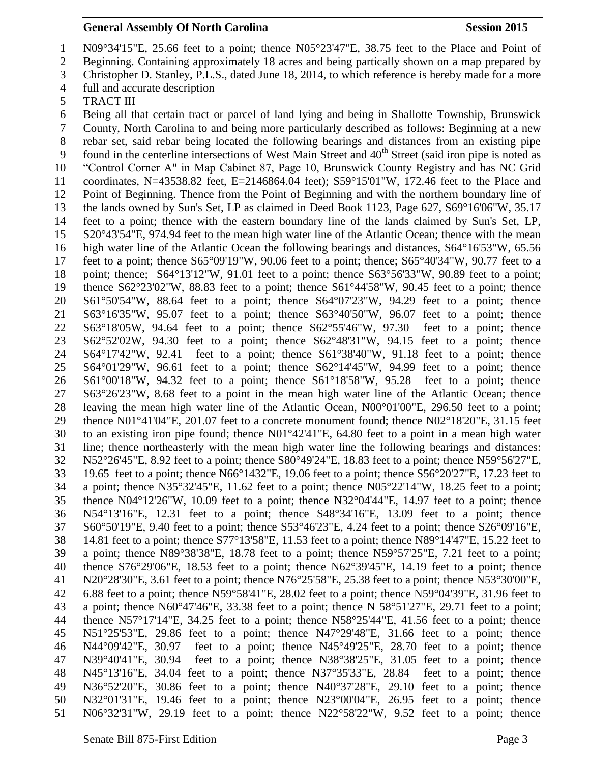N09°34'15"E, 25.66 feet to a point; thence N05°23'47"E, 38.75 feet to the Place and Point of Beginning. Containing approximately 18 acres and being partically shown on a map prepared by Christopher D. Stanley, P.L.S., dated June 18, 2014, to which reference is hereby made for a more full and accurate description

TRACT III

Being all that certain tract or parcel of land lying and being in Shallotte Township, Brunswick County, North Carolina to and being more particularly described as follows: Beginning at a new rebar set, said rebar being located the following bearings and distances from an existing pipe found in the centerline intersections of West Main Street and 40th Street (said iron pipe is noted as "Control Corner A" in Map Cabinet 87, Page 10, Brunswick County Registry and has NC Grid coordinates, N=43538.82 feet, E=2146864.04 feet); S59°15'01"W, 172.46 feet to the Place and Point of Beginning. Thence from the Point of Beginning and with the northern boundary line of the lands owned by Sun's Set, LP as claimed in Deed Book 1123, Page 627, S69°16'06"W, 35.17 feet to a point; thence with the eastern boundary line of the lands claimed by Sun's Set, LP, S20°43'54"E, 974.94 feet to the mean high water line of the Atlantic Ocean; thence with the mean high water line of the Atlantic Ocean the following bearings and distances, S64°16'53"W, 65.56 feet to a point; thence S65°09'19"W, 90.06 feet to a point; thence; S65°40'34"W, 90.77 feet to a point; thence; S64°13'12"W, 91.01 feet to a point; thence S63°56'33"W, 90.89 feet to a point; thence S62°23'02"W, 88.83 feet to a point; thence S61°44'58"W, 90.45 feet to a point; thence S61°50'54"W, 88.64 feet to a point; thence S64°07'23"W, 94.29 feet to a point; thence S63°16'35"W, 95.07 feet to a point; thence S63°40'50"W, 96.07 feet to a point; thence S63°18'05W, 94.64 feet to a point; thence S62°55'46"W, 97.30 feet to a point; thence S62°52'02W, 94.30 feet to a point; thence S62°48'31"W, 94.15 feet to a point; thence S64°17'42"W, 92.41 feet to a point; thence S61°38'40"W, 91.18 feet to a point; thence S64°01'29"W, 96.61 feet to a point; thence S62°14'45"W, 94.99 feet to a point; thence S61°00'18"W, 94.32 feet to a point; thence S61°18'58"W, 95.28 feet to a point; thence S63°26'23"W, 8.68 feet to a point in the mean high water line of the Atlantic Ocean; thence leaving the mean high water line of the Atlantic Ocean, N00°01'00"E, 296.50 feet to a point; thence N01°41'04"E, 201.07 feet to a concrete monument found; thence N02°18'20"E, 31.15 feet to an existing iron pipe found; thence N01°42'41"E, 64.80 feet to a point in a mean high water line; thence northeasterly with the mean high water line the following bearings and distances: N52°26'45"E, 8.92 feet to a point; thence S80°49'24"E, 18.83 feet to a point; thence N59°56'27"E, 19.65 feet to a point; thence N66°1432"E, 19.06 feet to a point; thence S56°20'27"E, 17.23 feet to a point; thence N35°32'45"E, 11.62 feet to a point; thence N05°22'14"W, 18.25 feet to a point; thence N04°12'26"W, 10.09 feet to a point; thence N32°04'44"E, 14.97 feet to a point; thence N54°13'16"E, 12.31 feet to a point; thence S48°34'16"E, 13.09 feet to a point; thence S60°50'19"E, 9.40 feet to a point; thence S53°46'23"E, 4.24 feet to a point; thence S26°09'16"E, 14.81 feet to a point; thence S77°13'58"E, 11.53 feet to a point; thence N89°14'47"E, 15.22 feet to a point; thence N89°38'38"E, 18.78 feet to a point; thence N59°57'25"E, 7.21 feet to a point; thence S76°29'06"E, 18.53 feet to a point; thence N62°39'45"E, 14.19 feet to a point; thence N20°28'30"E, 3.61 feet to a point; thence N76°25'58"E, 25.38 feet to a point; thence N53°30'00"E, 6.88 feet to a point; thence N59°58'41"E, 28.02 feet to a point; thence N59°04'39"E, 31.96 feet to a point; thence N60°47'46"E, 33.38 feet to a point; thence N 58°51'27"E, 29.71 feet to a point; thence N57°17'14"E, 34.25 feet to a point; thence N58°25'44"E, 41.56 feet to a point; thence N51°25'53"E, 29.86 feet to a point; thence N47°29'48"E, 31.66 feet to a point; thence N44°09'42"E, 30.97 feet to a point; thence N45°49'25"E, 28.70 feet to a point; thence N39°40'41"E, 30.94 feet to a point; thence N38°38'25"E, 31.05 feet to a point; thence N45°13'16"E, 34.04 feet to a point; thence N37°35'33"E, 28.84 feet to a point; thence N36°52'20"E, 30.86 feet to a point; thence N40°37'28"E, 29.10 feet to a point; thence N32°01'31"E, 19.46 feet to a point; thence N23°00'04"E, 26.95 feet to a point; thence N06°32'31"W, 29.19 feet to a point; thence N22°58'22"W, 9.52 feet to a point; thence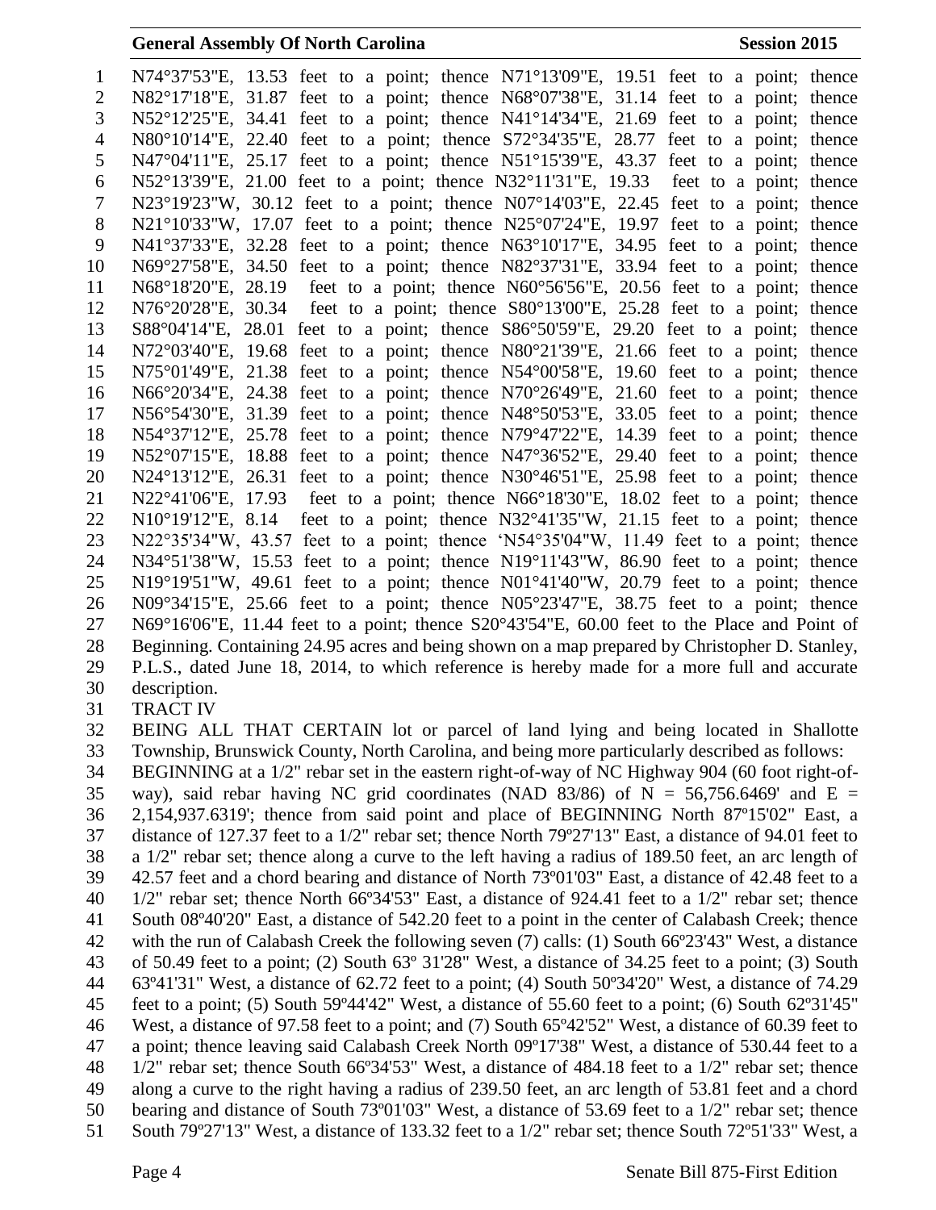N74°37'53"E, 13.53 feet to a point; thence N71°13'09"E, 19.51 feet to a point; thence N82°17'18"E, 31.87 feet to a point; thence N68°07'38"E, 31.14 feet to a point; thence N52°12'25"E, 34.41 feet to a point; thence N41°14'34"E, 21.69 feet to a point; thence N80°10'14"E, 22.40 feet to a point; thence S72°34'35"E, 28.77 feet to a point; thence N47°04'11"E, 25.17 feet to a point; thence N51°15'39"E, 43.37 feet to a point; thence N52°13'39"E, 21.00 feet to a point; thence N32°11'31"E, 19.33 feet to a point; thence N23°19'23"W, 30.12 feet to a point; thence N07°14'03"E, 22.45 feet to a point; thence N21°10'33"W, 17.07 feet to a point; thence N25°07'24"E, 19.97 feet to a point; thence N41°37'33"E, 32.28 feet to a point; thence N63°10'17"E, 34.95 feet to a point; thence N69°27'58"E, 34.50 feet to a point; thence N82°37'31"E, 33.94 feet to a point; thence N68°18'20"E, 28.19 feet to a point; thence N60°56'56"E, 20.56 feet to a point; thence N76°20'28"E, 30.34 feet to a point; thence S80°13'00"E, 25.28 feet to a point; thence S88°04'14"E, 28.01 feet to a point; thence S86°50'59"E, 29.20 feet to a point; thence N72°03'40"E, 19.68 feet to a point; thence N80°21'39"E, 21.66 feet to a point; thence N75°01'49"E, 21.38 feet to a point; thence N54°00'58"E, 19.60 feet to a point; thence N66°20'34"E, 24.38 feet to a point; thence N70°26'49"E, 21.60 feet to a point; thence N56°54'30"E, 31.39 feet to a point; thence N48°50'53"E, 33.05 feet to a point; thence N54°37'12"E, 25.78 feet to a point; thence N79°47'22"E, 14.39 feet to a point; thence N52°07'15"E, 18.88 feet to a point; thence N47°36'52"E, 29.40 feet to a point; thence N24°13'12"E, 26.31 feet to a point; thence N30°46'51"E, 25.98 feet to a point; thence N22°41'06"E, 17.93 feet to a point; thence N66°18'30"E, 18.02 feet to a point; thence N10°19'12"E, 8.14 feet to a point; thence N32°41'35"W, 21.15 feet to a point; thence N22°35'34"W, 43.57 feet to a point; thence 'N54°35'04"W, 11.49 feet to a point; thence N34°51'38"W, 15.53 feet to a point; thence N19°11'43"W, 86.90 feet to a point; thence N19°19'51"W, 49.61 feet to a point; thence N01°41'40"W, 20.79 feet to a point; thence N09°34'15"E, 25.66 feet to a point; thence N05°23'47"E, 38.75 feet to a point; thence N69°16'06"E, 11.44 feet to a point; thence S20°43'54"E, 60.00 feet to the Place and Point of Beginning. Containing 24.95 acres and being shown on a map prepared by Christopher D. Stanley, P.L.S., dated June 18, 2014, to which reference is hereby made for a more full and accurate description.

TRACT IV

BEING ALL THAT CERTAIN lot or parcel of land lying and being located in Shallotte Township, Brunswick County, North Carolina, and being more particularly described as follows:

BEGINNING at a 1/2" rebar set in the eastern right-of-way of NC Highway 904 (60 foot right-of-way), said rebar having NC grid coordinates (NAD 83/86) of N = 56,756.6469' and E = 2,154,937.6319'; thence from said point and place of BEGINNING North 87º15'02" East, a distance of 127.37 feet to a 1/2" rebar set; thence North 79º27'13" East, a distance of 94.01 feet to a 1/2" rebar set; thence along a curve to the left having a radius of 189.50 feet, an arc length of 42.57 feet and a chord bearing and distance of North 73º01'03" East, a distance of 42.48 feet to a 1/2" rebar set; thence North 66º34'53" East, a distance of 924.41 feet to a 1/2" rebar set; thence South 08º40'20" East, a distance of 542.20 feet to a point in the center of Calabash Creek; thence with the run of Calabash Creek the following seven (7) calls: (1) South 66º23'43" West, a distance of 50.49 feet to a point; (2) South 63º 31'28" West, a distance of 34.25 feet to a point; (3) South 63º41'31" West, a distance of 62.72 feet to a point; (4) South 50º34'20" West, a distance of 74.29 feet to a point; (5) South 59º44'42" West, a distance of 55.60 feet to a point; (6) South 62º31'45" West, a distance of 97.58 feet to a point; and (7) South 65º42'52" West, a distance of 60.39 feet to a point; thence leaving said Calabash Creek North 09º17'38" West, a distance of 530.44 feet to a 1/2" rebar set; thence South 66º34'53" West, a distance of 484.18 feet to a 1/2" rebar set; thence along a curve to the right having a radius of 239.50 feet, an arc length of 53.81 feet and a chord bearing and distance of South 73º01'03" West, a distance of 53.69 feet to a 1/2" rebar set; thence South 79º27'13" West, a distance of 133.32 feet to a 1/2" rebar set; thence South 72º51'33" West, a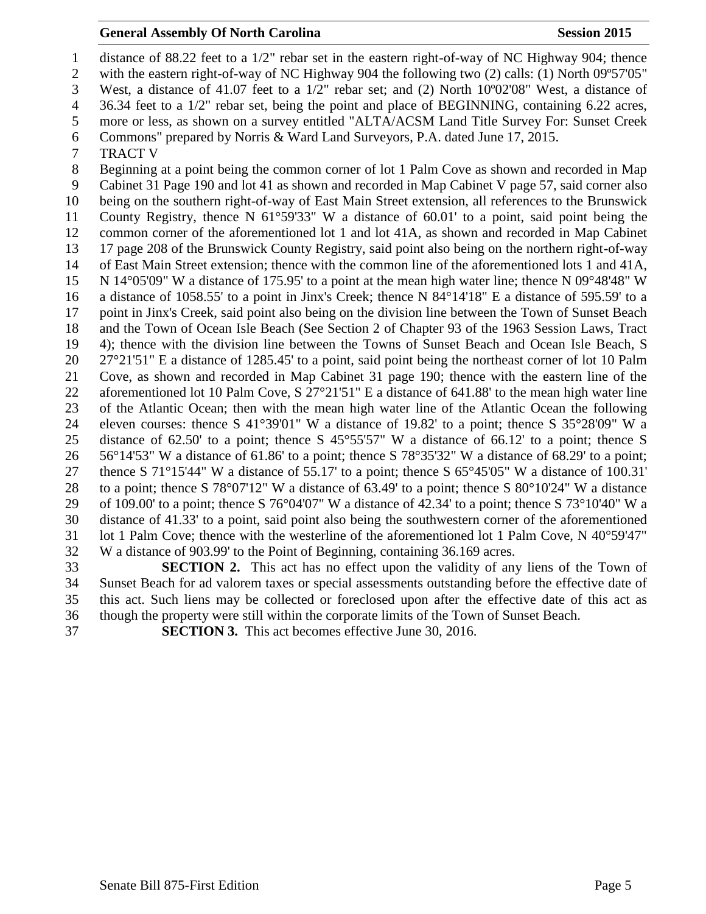distance of 88.22 feet to a 1/2" rebar set in the eastern right-of-way of NC Highway 904; thence with the eastern right-of-way of NC Highway 904 the following two (2) calls: (1) North 09º57'05" West, a distance of 41.07 feet to a 1/2" rebar set; and (2) North 10º02'08" West, a distance of 36.34 feet to a 1/2" rebar set, being the point and place of BEGINNING, containing 6.22 acres, more or less, as shown on a survey entitled "ALTA/ACSM Land Title Survey For: Sunset Creek Commons" prepared by Norris & Ward Land Surveyors, P.A. dated June 17, 2015.

TRACT V

Beginning at a point being the common corner of lot 1 Palm Cove as shown and recorded in Map Cabinet 31 Page 190 and lot 41 as shown and recorded in Map Cabinet V page 57, said corner also being on the southern right-of-way of East Main Street extension, all references to the Brunswick County Registry, thence N 61°59'33" W a distance of 60.01' to a point, said point being the common corner of the aforementioned lot 1 and lot 41A, as shown and recorded in Map Cabinet 17 page 208 of the Brunswick County Registry, said point also being on the northern right-of-way of East Main Street extension; thence with the common line of the aforementioned lots 1 and 41A, N 14°05'09" W a distance of 175.95' to a point at the mean high water line; thence N 09°48'48" W a distance of 1058.55' to a point in Jinx's Creek; thence N 84°14'18" E a distance of 595.59' to a point in Jinx's Creek, said point also being on the division line between the Town of Sunset Beach and the Town of Ocean Isle Beach (See Section 2 of Chapter 93 of the 1963 Session Laws, Tract 4); thence with the division line between the Towns of Sunset Beach and Ocean Isle Beach, S 27°21'51" E a distance of 1285.45' to a point, said point being the northeast corner of lot 10 Palm Cove, as shown and recorded in Map Cabinet 31 page 190; thence with the eastern line of the aforementioned lot 10 Palm Cove, S 27°21'51" E a distance of 641.88' to the mean high water line of the Atlantic Ocean; then with the mean high water line of the Atlantic Ocean the following eleven courses: thence S 41°39'01" W a distance of 19.82' to a point; thence S 35°28'09" W a distance of 62.50' to a point; thence S 45°55'57" W a distance of 66.12' to a point; thence S 56°14'53" W a distance of 61.86' to a point; thence S 78°35'32" W a distance of 68.29' to a point; thence S 71°15'44" W a distance of 55.17' to a point; thence S 65°45'05" W a distance of 100.31' to a point; thence S 78°07'12" W a distance of 63.49' to a point; thence S 80°10'24" W a distance of 109.00' to a point; thence S 76°04'07" W a distance of 42.34' to a point; thence S 73°10'40" W a distance of 41.33' to a point, said point also being the southwestern corner of the aforementioned lot 1 Palm Cove; thence with the westerline of the aforementioned lot 1 Palm Cove, N 40°59'47" W a distance of 903.99' to the Point of Beginning, containing 36.169 acres.

**SECTION 2.** This act has no effect upon the validity of any liens of the Town of Sunset Beach for ad valorem taxes or special assessments outstanding before the effective date of this act. Such liens may be collected or foreclosed upon after the effective date of this act as though the property were still within the corporate limits of the Town of Sunset Beach.

**SECTION 3.** This act becomes effective June 30, 2016.